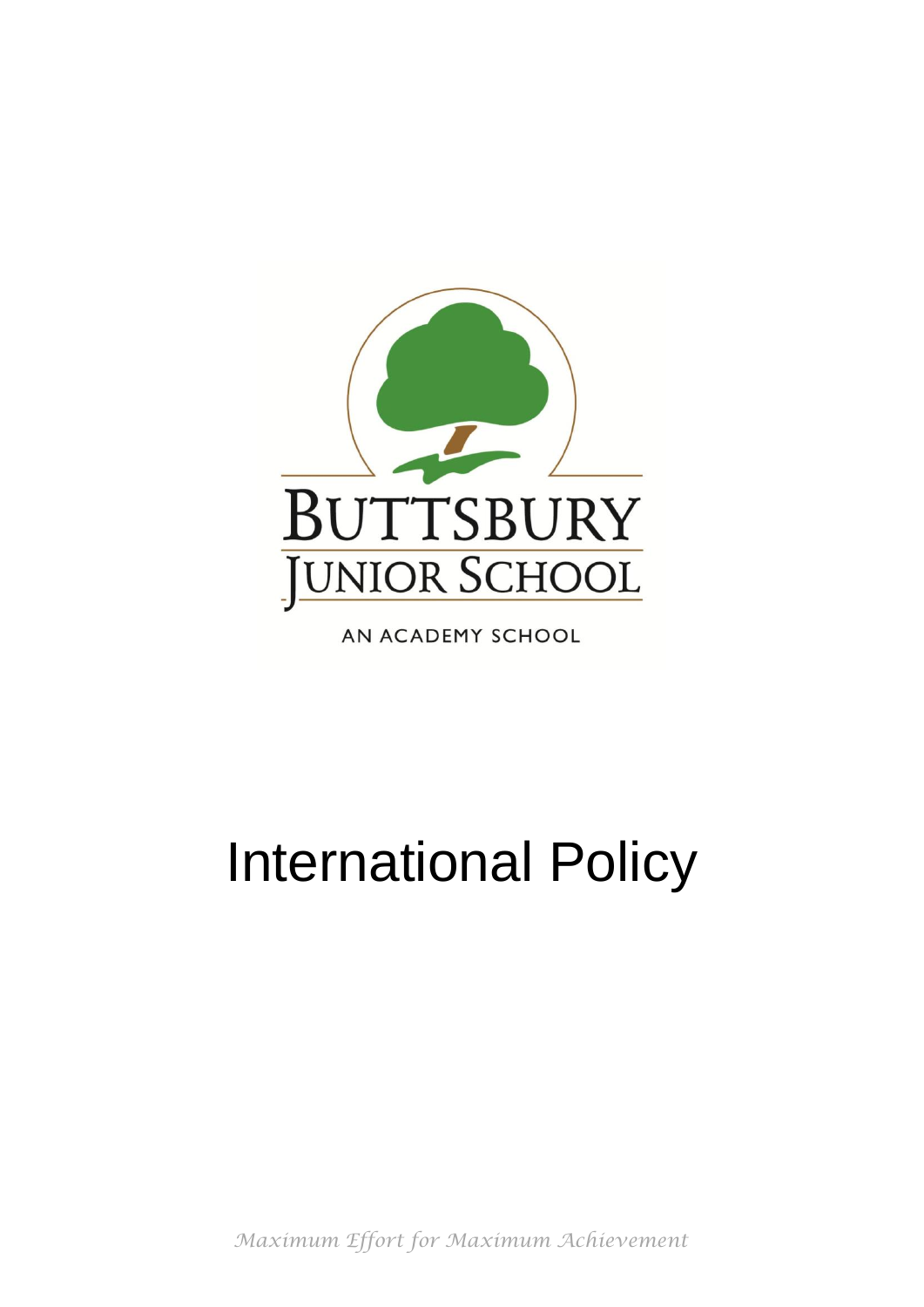BUTTSBURY
JUNIOR SCHOOL

AN ACADEMY SCHOOL

# International Policy

*Maximum Effort for Maximum Achievement*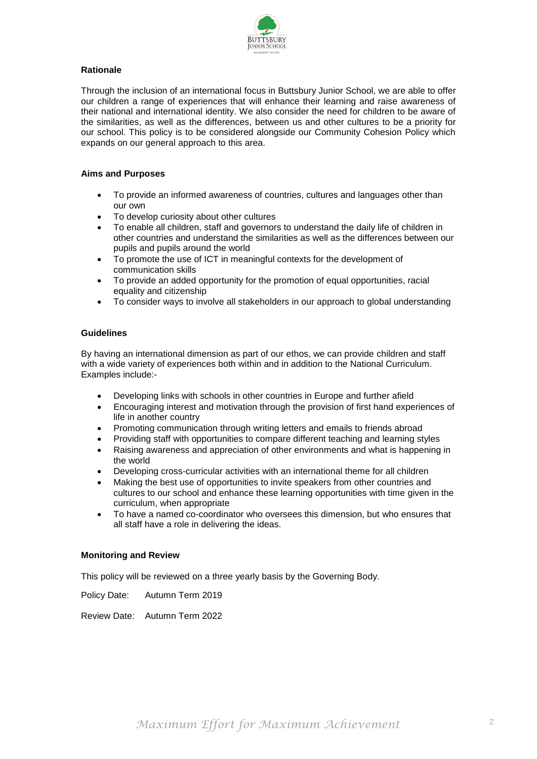## Rationale

Through the inclusion of an international focus in Buttsbury Junior School, we are able to offer our children a range of experiences that will enhance their learning and raise awareness of their national and international identity. We also consider the need for children to be aware of the similarities, as well as the differences, between us and other cultures to be a priority for our school. This policy is to be considered alongside our Community Cohesion Policy which expands on our general approach to this area.

## Aims and Purposes

- To provide an informed awareness of countries, cultures and languages other than our own
- To develop curiosity about other cultures
- To enable all children, staff and governors to understand the daily life of children in other countries and understand the similarities as well as the differences between our pupils and pupils around the world
- To promote the use of ICT in meaningful contexts for the development of communication skills
- To provide an added opportunity for the promotion of equal opportunities, racial equality and citizenship
- To consider ways to involve all stakeholders in our approach to global understanding

## Guidelines

By having an international dimension as part of our ethos, we can provide children and staff with a wide variety of experiences both within and in addition to the National Curriculum. Examples include:-

- Developing links with schools in other countries in Europe and further afield
- Encouraging interest and motivation through the provision of first hand experiences of life in another country
- Promoting communication through writing letters and emails to friends abroad
- Providing staff with opportunities to compare different teaching and learning styles
- Raising awareness and appreciation of other environments and what is happening in the world
- Developing cross-curricular activities with an international theme for all children
- Making the best use of opportunities to invite speakers from other countries and cultures to our school and enhance these learning opportunities with time given in the curriculum, when appropriate
- To have a named co-coordinator who oversees this dimension, but who ensures that all staff have a role in delivering the ideas.

## Monitoring and Review

This policy will be reviewed on a three yearly basis by the Governing Body.

Policy Date: Autumn Term 2019

Review Date: Autumn Term 2022